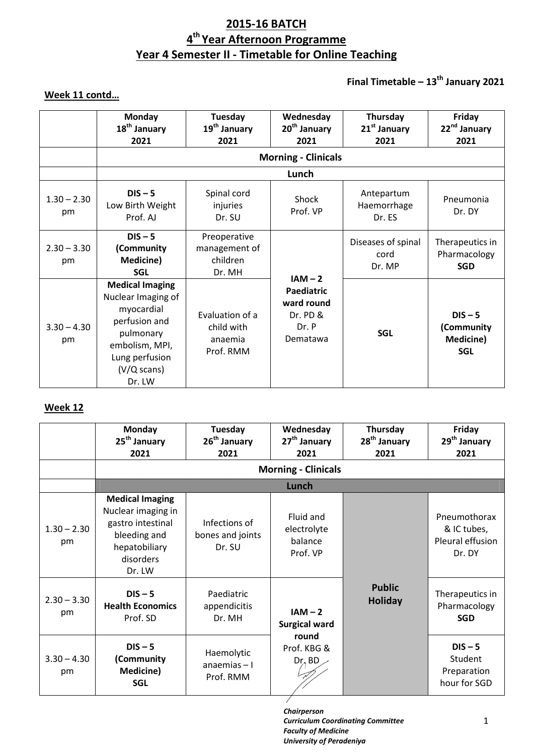# 2015-16 BATCH

## 4th Year Afternoon Programme

## Year 4 Semester II - Timetable for Online Teaching

**Final Timetable – 13th January 2021**

### Week 11 contd…

| | Monday 18th January 2021 | Tuesday 19th January 2021 | Wednesday 20th January 2021 | Thursday 21st January 2021 | Friday 22nd January 2021 |
|---|---|---|---|---|---|
| | **Morning - Clinicals** | | | | |
| | **Lunch** | | | | |
| 1.30 – 2.30 pm | **DIS – 5** Low Birth Weight Prof. AJ | Spinal cord injuries Dr. SU | Shock Prof. VP | Antepartum Haemorrhage Dr. ES | Pneumonia Dr. DY |
| 2.30 – 3.30 pm | **DIS – 5 (Community Medicine) SGL** | Preoperative management of children Dr. MH | **IAM – 2 Paediatric ward round** Dr. PD & Dr. P Dematawa | Diseases of spinal cord Dr. MP | Therapeutics in Pharmacology **SGD** |
| 3.30 – 4.30 pm | **Medical Imaging** Nuclear Imaging of myocardial perfusion and pulmonary embolism, MPI, Lung perfusion (V/Q scans) Dr. LW | Evaluation of a child with anaemia Prof. RMM | | **SGL** | **DIS – 5 (Community Medicine) SGL** |

### Week 12

| | Monday 25th January 2021 | Tuesday 26th January 2021 | Wednesday 27th January 2021 | Thursday 28th January 2021 | Friday 29th January 2021 |
|---|---|---|---|---|---|
| | **Morning - Clinicals** | | | | |
| | **Lunch** | | | | |
| 1.30 – 2.30 pm | **Medical Imaging** Nuclear imaging in gastro intestinal bleeding and hepatobiliary disorders Dr. LW | Infections of bones and joints Dr. SU | Fluid and electrolyte balance Prof. VP | **Public Holiday** | Pneumothorax & IC tubes, Pleural effusion Dr. DY |
| 2.30 – 3.30 pm | **DIS – 5 Health Economics** Prof. SD | Paediatric appendicitis Dr. MH | **IAM – 2 Surgical ward round** Prof. KBG & Dr. BD | | Therapeutics in Pharmacology **SGD** |
| 3.30 – 4.30 pm | **DIS – 5 (Community Medicine) SGL** | Haemolytic anaemias – I Prof. RMM | | | **DIS – 5** Student Preparation hour for SGD |

*Chairperson*
*Curriculum Coordinating Committee*
*Faculty of Medicine*
*University of Peradeniya*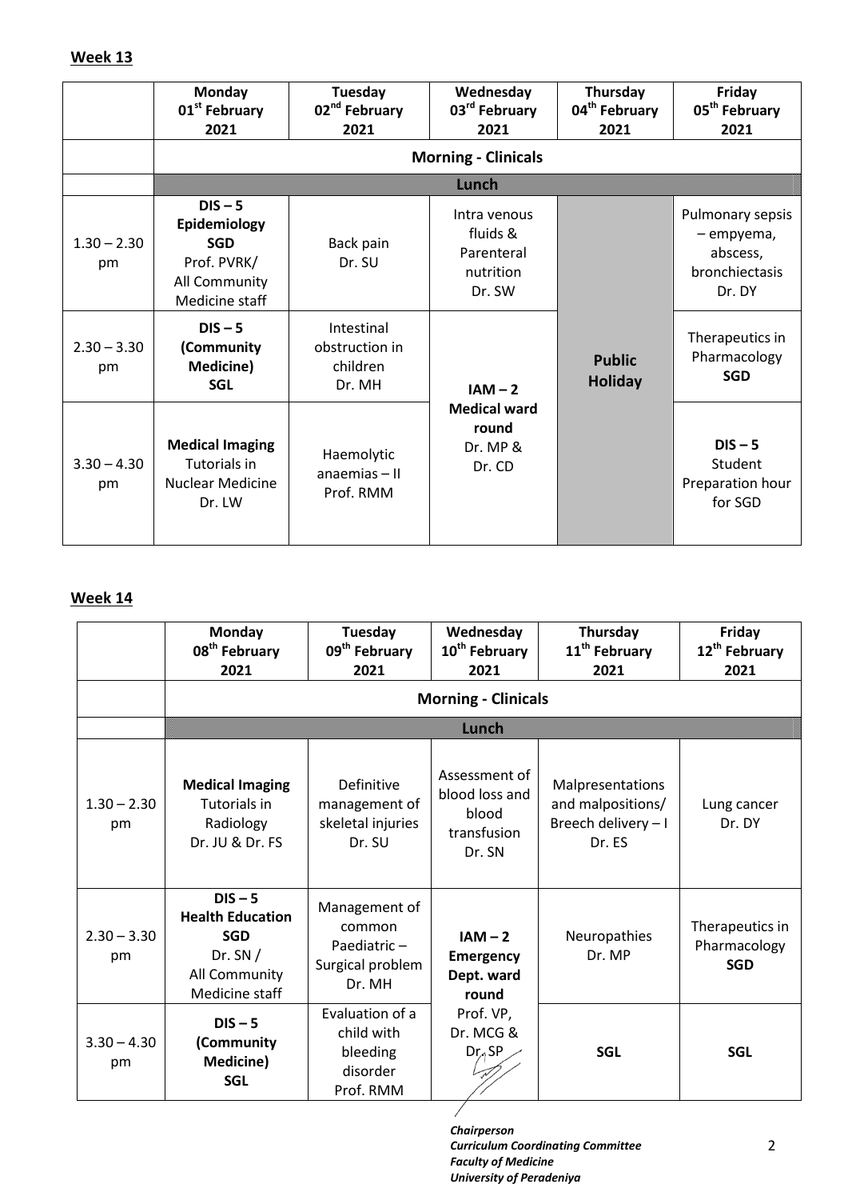**Week 13**

| | Monday 01st February 2021 | Tuesday 02nd February 2021 | Wednesday 03rd February 2021 | Thursday 04th February 2021 | Friday 05th February 2021 |
|---|---|---|---|---|---|
| | **Morning - Clinicals** | | | | |
| | **Lunch** | | | | |
| 1.30 – 2.30 pm | **DIS – 5 Epidemiology SGD** Prof. PVRK/ All Community Medicine staff | Back pain Dr. SU | Intra venous fluids & Parenteral nutrition Dr. SW | **Public Holiday** | Pulmonary sepsis – empyema, abscess, bronchiectasis Dr. DY |
| 2.30 – 3.30 pm | **DIS – 5 (Community Medicine) SGL** | Intestinal obstruction in children Dr. MH | **IAM – 2 Medical ward round** Dr. MP & Dr. CD | | Therapeutics in Pharmacology **SGD** |
| 3.30 – 4.30 pm | **Medical Imaging** Tutorials in Nuclear Medicine Dr. LW | Haemolytic anaemias – II Prof. RMM | | | **DIS – 5** Student Preparation hour for SGD |

**Week 14**

| | Monday 08th February 2021 | Tuesday 09th February 2021 | Wednesday 10th February 2021 | Thursday 11th February 2021 | Friday 12th February 2021 |
|---|---|---|---|---|---|
| | **Morning - Clinicals** | | | | |
| | **Lunch** | | | | |
| 1.30 – 2.30 pm | **Medical Imaging** Tutorials in Radiology Dr. JU & Dr. FS | Definitive management of skeletal injuries Dr. SU | Assessment of blood loss and blood transfusion Dr. SN | Malpresentations and malpositions/ Breech delivery – I Dr. ES | Lung cancer Dr. DY |
| 2.30 – 3.30 pm | **DIS – 5 Health Education SGD** Dr. SN / All Community Medicine staff | Management of common Paediatric – Surgical problem Dr. MH | **IAM – 2 Emergency Dept. ward round** Prof. VP, Dr. MCG & Dr. SP | Neuropathies Dr. MP | Therapeutics in Pharmacology **SGD** |
| 3.30 – 4.30 pm | **DIS – 5 (Community Medicine) SGL** | Evaluation of a child with bleeding disorder Prof. RMM | | **SGL** | **SGL** |

*Chairperson*
*Curriculum Coordinating Committee*
*Faculty of Medicine*
*University of Peradeniya*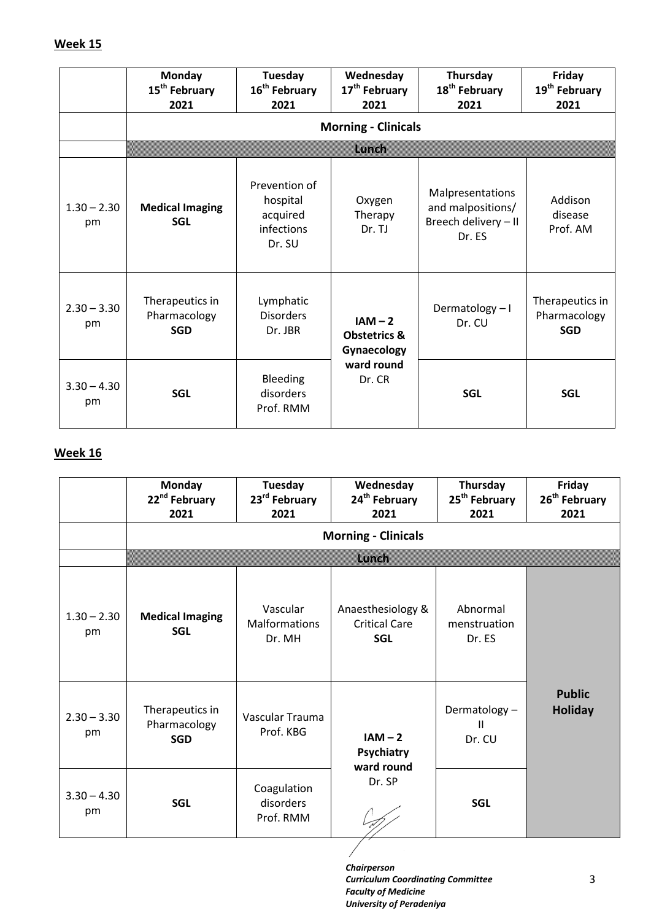**Week 15**

| | Monday 15th February 2021 | Tuesday 16th February 2021 | Wednesday 17th February 2021 | Thursday 18th February 2021 | Friday 19th February 2021 |
|---|---|---|---|---|---|
| | **Morning - Clinicals** | | | | |
| | Lunch | | | | |
| 1.30 – 2.30 pm | **Medical Imaging SGL** | Prevention of hospital acquired infections Dr. SU | Oxygen Therapy Dr. TJ | Malpresentations and malpositions/ Breech delivery – II Dr. ES | Addison disease Prof. AM |
| 2.30 – 3.30 pm | Therapeutics in Pharmacology **SGD** | Lymphatic Disorders Dr. JBR | **IAM – 2 Obstetrics & Gynaecology ward round** Dr. CR | Dermatology – I Dr. CU | Therapeutics in Pharmacology **SGD** |
| 3.30 – 4.30 pm | **SGL** | Bleeding disorders Prof. RMM | | **SGL** | **SGL** |

**Week 16**

| | Monday 22nd February 2021 | Tuesday 23rd February 2021 | Wednesday 24th February 2021 | Thursday 25th February 2021 | Friday 26th February 2021 |
|---|---|---|---|---|---|
| | **Morning - Clinicals** | | | | |
| | Lunch | | | | |
| 1.30 – 2.30 pm | **Medical Imaging SGL** | Vascular Malformations Dr. MH | Anaesthesiology & Critical Care **SGL** | Abnormal menstruation Dr. ES | **Public Holiday** |
| 2.30 – 3.30 pm | Therapeutics in Pharmacology **SGD** | Vascular Trauma Prof. KBG | **IAM – 2 Psychiatry ward round** Dr. SP | Dermatology – II Dr. CU | |
| 3.30 – 4.30 pm | **SGL** | Coagulation disorders Prof. RMM | | **SGL** | |

***Chairperson***
***Curriculum Coordinating Committee***
***Faculty of Medicine***
***University of Peradeniya***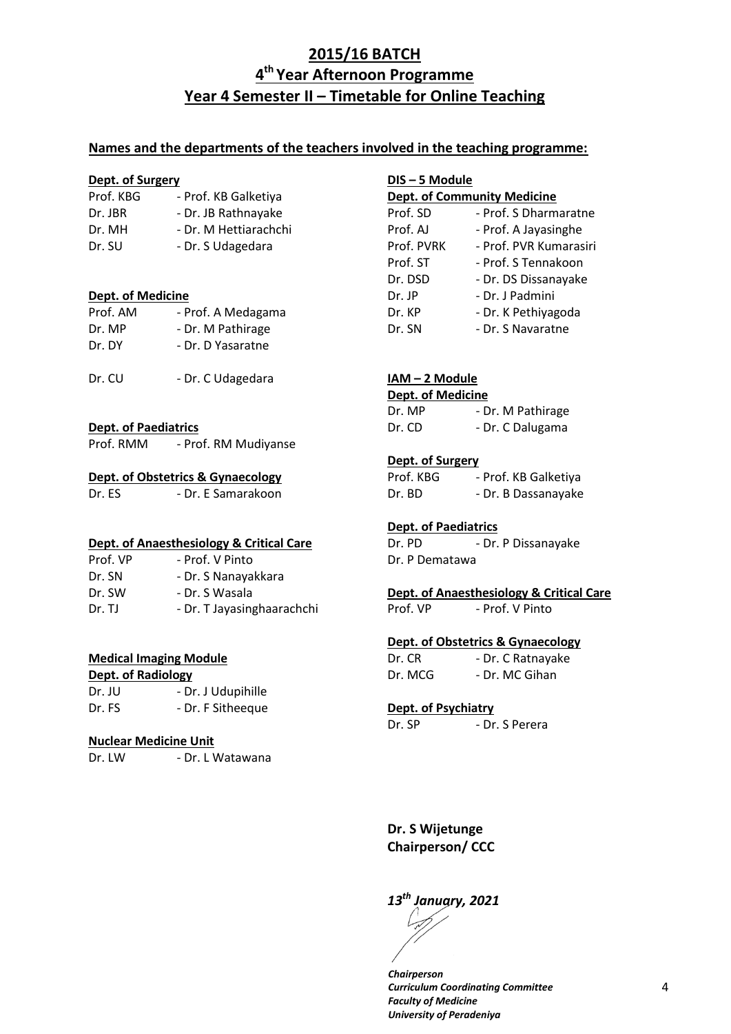## 2015/16 BATCH
## 4th Year Afternoon Programme
## Year 4 Semester II – Timetable for Online Teaching

**Names and the departments of the teachers involved in the teaching programme:**

**Dept. of Surgery**

Prof. KBG - Prof. KB Galketiya
Dr. JBR - Dr. JB Rathnayake
Dr. MH - Dr. M Hettiarachchi
Dr. SU - Dr. S Udagedara

**Dept. of Medicine**

Prof. AM - Prof. A Medagama
Dr. MP - Dr. M Pathirage
Dr. DY - Dr. D Yasaratne

Dr. CU - Dr. C Udagedara

**Dept. of Paediatrics**

Prof. RMM - Prof. RM Mudiyanse

**Dept. of Obstetrics & Gynaecology**

Dr. ES - Dr. E Samarakoon

**Dept. of Anaesthesiology & Critical Care**

Prof. VP - Prof. V Pinto
Dr. SN - Dr. S Nanayakkara
Dr. SW - Dr. S Wasala
Dr. TJ - Dr. T Jayasinghaarachchi

**Medical Imaging Module**

**Dept. of Radiology**

Dr. JU - Dr. J Udupihille
Dr. FS - Dr. F Sitheeque

**Nuclear Medicine Unit**

Dr. LW - Dr. L Watawana

**DIS – 5 Module**

**Dept. of Community Medicine**

Prof. SD - Prof. S Dharmaratne
Prof. AJ - Prof. A Jayasinghe
Prof. PVRK - Prof. PVR Kumarasiri
Prof. ST - Prof. S Tennakoon
Dr. DSD - Dr. DS Dissanayake
Dr. JP - Dr. J Padmini
Dr. KP - Dr. K Pethiyagoda
Dr. SN - Dr. S Navaratne

**IAM – 2 Module**

**Dept. of Medicine**

Dr. MP - Dr. M Pathirage
Dr. CD - Dr. C Dalugama

**Dept. of Surgery**

Prof. KBG - Prof. KB Galketiya
Dr. BD - Dr. B Dassanayake

**Dept. of Paediatrics**

Dr. PD - Dr. P Dissanayake
Dr. P Dematawa

**Dept. of Anaesthesiology & Critical Care**

Prof. VP - Prof. V Pinto

**Dept. of Obstetrics & Gynaecology**

Dr. CR - Dr. C Ratnayake
Dr. MCG - Dr. MC Gihan

**Dept. of Psychiatry**

Dr. SP - Dr. S Perera

**Dr. S Wijetunge**
**Chairperson/ CCC**

***13th January, 2021***

***Chairperson***
***Curriculum Coordinating Committee***
***Faculty of Medicine***
***University of Peradeniya***